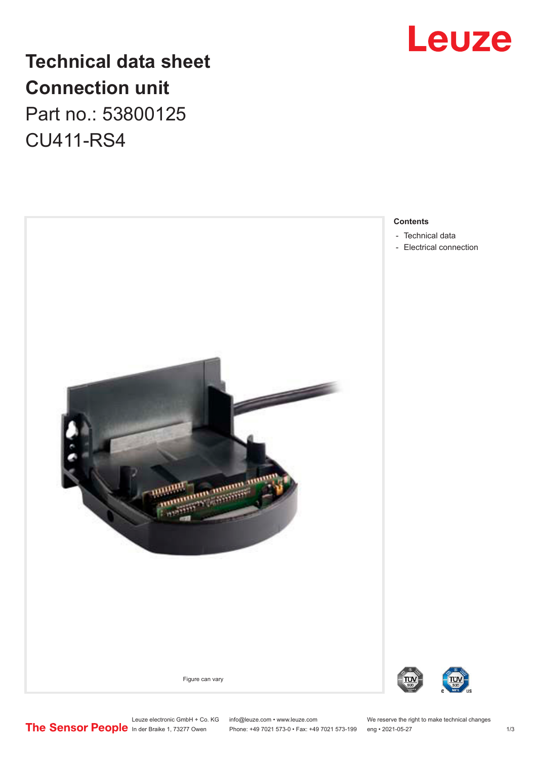# Technical data sheet

# Connection unit

Part no.: 53800125

CU411-RS4

Figure can vary

**Contents**

- Technical data
- Electrical connection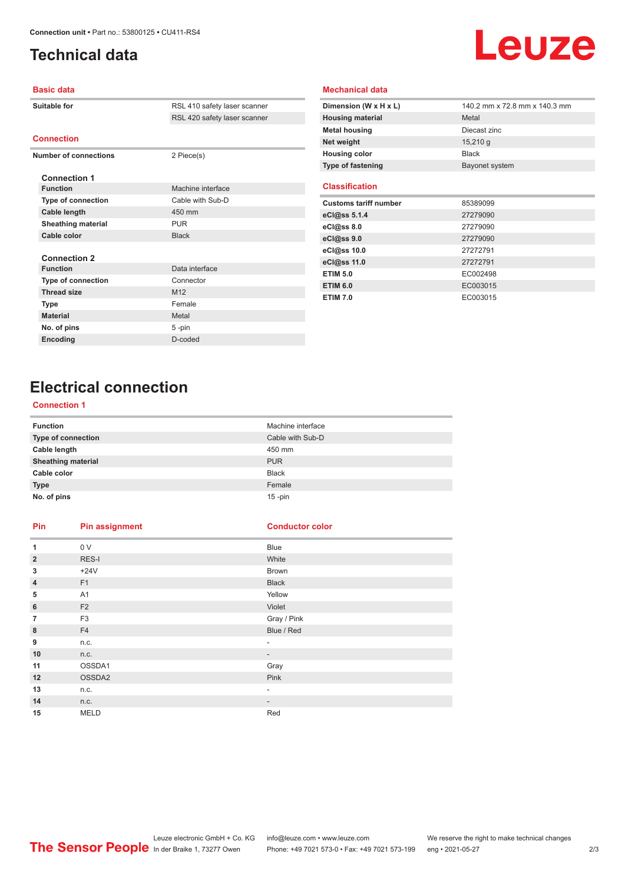# Technical data

## Basic data

| Suitable for | RSL 410 safety laser scanner |
|---|---|
| | RSL 420 safety laser scanner |

## Connection

| Number of connections | 2 Piece(s) |
|---|---|

**Connection 1**

| Function | Machine interface |
|---|---|
| Type of connection | Cable with Sub-D |
| Cable length | 450 mm |
| Sheathing material | PUR |
| Cable color | Black |

**Connection 2**

| Function | Data interface |
|---|---|
| Type of connection | Connector |
| Thread size | M12 |
| Type | Female |
| Material | Metal |
| No. of pins | 5 -pin |
| Encoding | D-coded |

## Mechanical data

| Dimension (W x H x L) | 140.2 mm x 72.8 mm x 140.3 mm |
|---|---|
| Housing material | Metal |
| Metal housing | Diecast zinc |
| Net weight | 15,210 g |
| Housing color | Black |
| Type of fastening | Bayonet system |

## Classification

| Customs tariff number | 85389099 |
|---|---|
| eCl@ss 5.1.4 | 27279090 |
| eCl@ss 8.0 | 27279090 |
| eCl@ss 9.0 | 27279090 |
| eCl@ss 10.0 | 27272791 |
| eCl@ss 11.0 | 27272791 |
| ETIM 5.0 | EC002498 |
| ETIM 6.0 | EC003015 |
| ETIM 7.0 | EC003015 |

# Electrical connection

## Connection 1

| Function | Machine interface |
|---|---|
| Type of connection | Cable with Sub-D |
| Cable length | 450 mm |
| Sheathing material | PUR |
| Cable color | Black |
| Type | Female |
| No. of pins | 15 -pin |

| Pin | Pin assignment | Conductor color |
|---|---|---|
| 1 | 0 V | Blue |
| 2 | RES-I | White |
| 3 | +24V | Brown |
| 4 | F1 | Black |
| 5 | A1 | Yellow |
| 6 | F2 | Violet |
| 7 | F3 | Gray / Pink |
| 8 | F4 | Blue / Red |
| 9 | n.c. | - |
| 10 | n.c. | - |
| 11 | OSSDA1 | Gray |
| 12 | OSSDA2 | Pink |
| 13 | n.c. | - |
| 14 | n.c. | - |
| 15 | MELD | Red |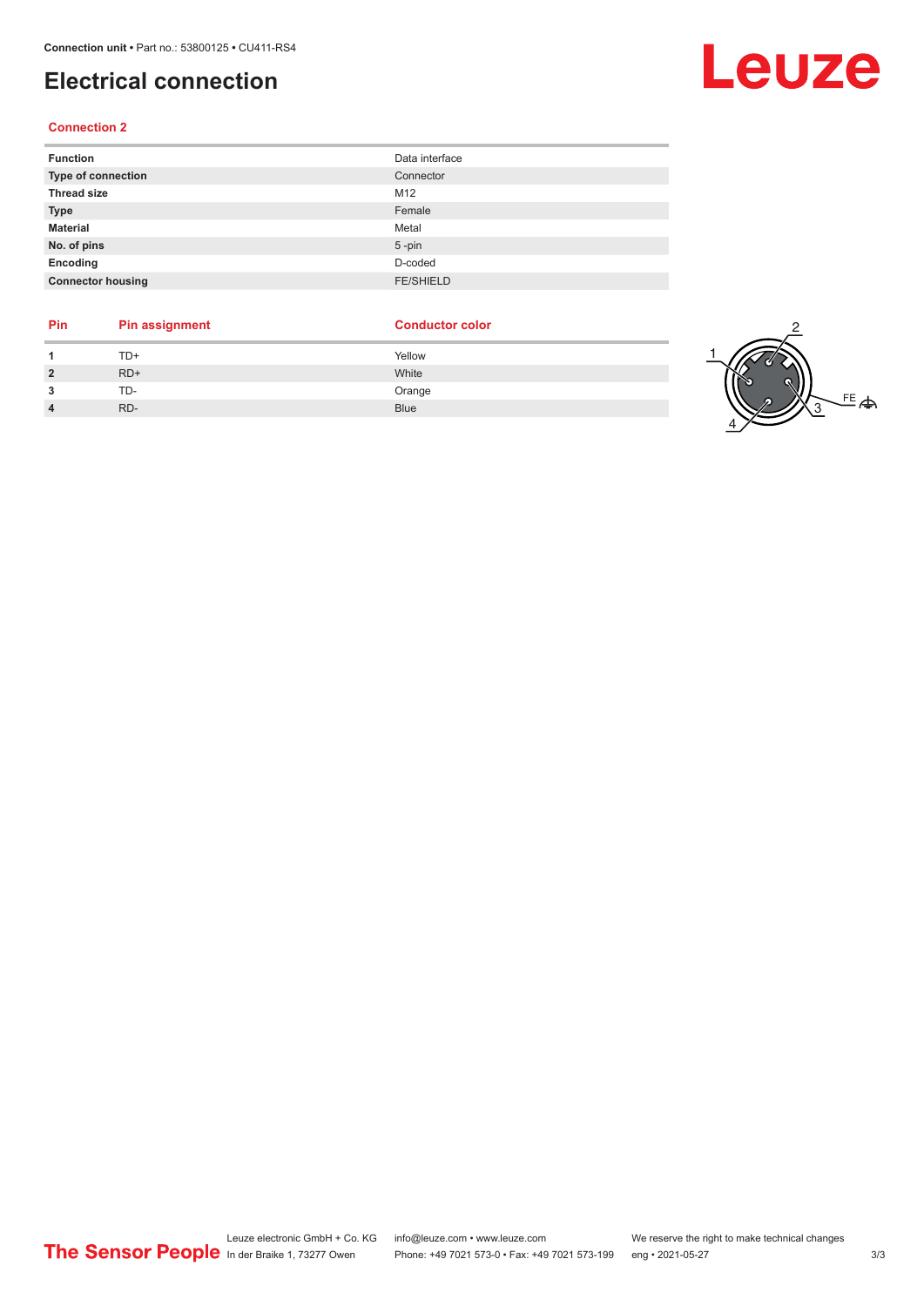# Electrical connection

## Connection 2

| | |
|---|---|
| **Function** | Data interface |
| **Type of connection** | Connector |
| **Thread size** | M12 |
| **Type** | Female |
| **Material** | Metal |
| **No. of pins** | 5 -pin |
| **Encoding** | D-coded |
| **Connector housing** | FE/SHIELD |

| Pin | Pin assignment | Conductor color |
|---|---|---|
| **1** | TD+ | Yellow |
| **2** | RD+ | White |
| **3** | TD- | Orange |
| **4** | RD- | Blue |

1
2
3
4
FE